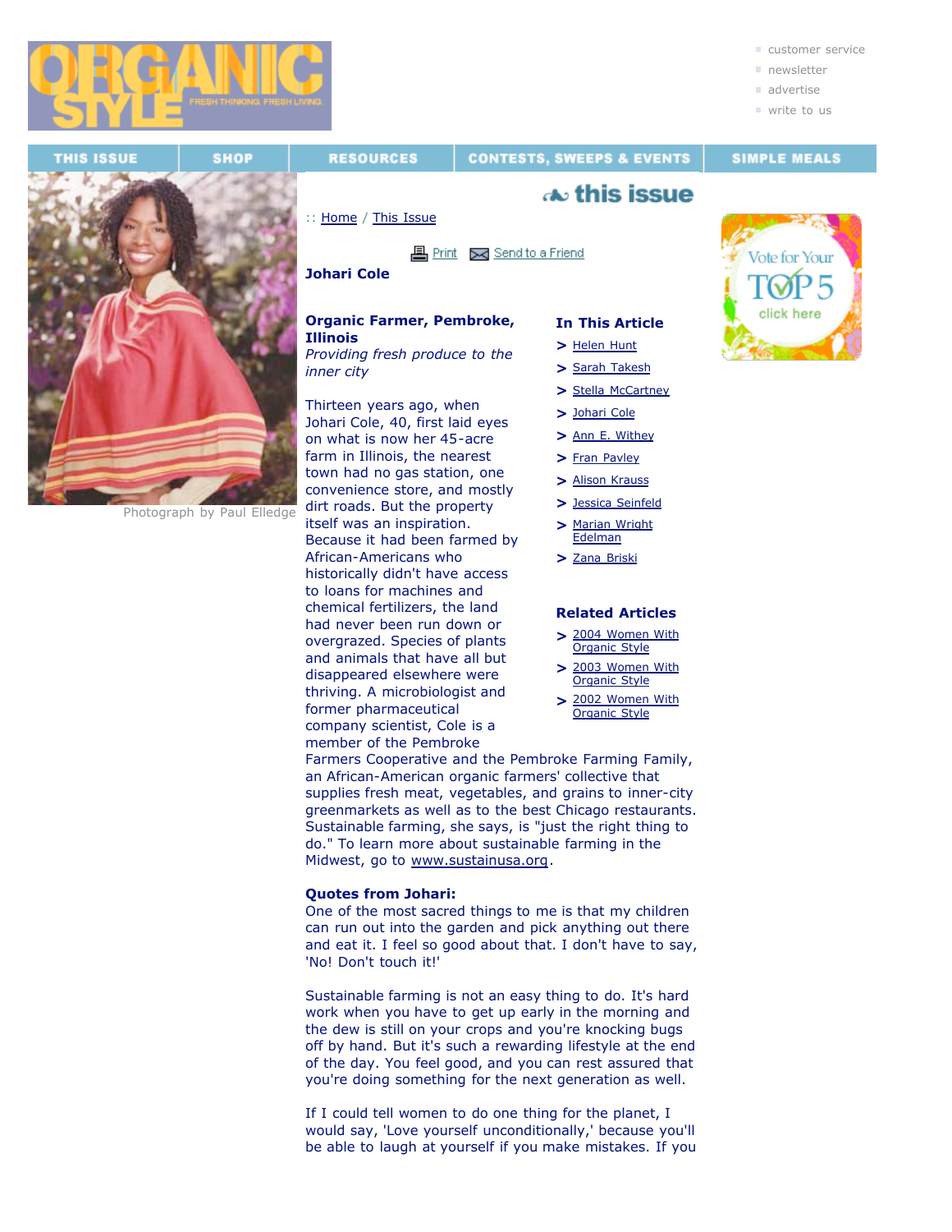customer service
newsletter
advertise
write to us

THIS ISSUE | SHOP | RESOURCES | CONTESTS, SWEEPS & EVENTS | SIMPLE MEALS

this issue

:: Home / This Issue

Print Send to a Friend

Photograph by Paul Elledge

**Johari Cole**

**Organic Farmer, Pembroke, Illinois**
*Providing fresh produce to the inner city*

Thirteen years ago, when Johari Cole, 40, first laid eyes on what is now her 45-acre farm in Illinois, the nearest town had no gas station, one convenience store, and mostly dirt roads. But the property itself was an inspiration. Because it had been farmed by African-Americans who historically didn't have access to loans for machines and chemical fertilizers, the land had never been run down or overgrazed. Species of plants and animals that have all but disappeared elsewhere were thriving. A microbiologist and former pharmaceutical company scientist, Cole is a member of the Pembroke Farmers Cooperative and the Pembroke Farming Family, an African-American organic farmers' collective that supplies fresh meat, vegetables, and grains to inner-city greenmarkets as well as to the best Chicago restaurants. Sustainable farming, she says, is "just the right thing to do." To learn more about sustainable farming in the Midwest, go to www.sustainusa.org.

**Quotes from Johari:**

One of the most sacred things to me is that my children can run out into the garden and pick anything out there and eat it. I feel so good about that. I don't have to say, 'No! Don't touch it!'

Sustainable farming is not an easy thing to do. It's hard work when you have to get up early in the morning and the dew is still on your crops and you're knocking bugs off by hand. But it's such a rewarding lifestyle at the end of the day. You feel good, and you can rest assured that you're doing something for the next generation as well.

If I could tell women to do one thing for the planet, I would say, 'Love yourself unconditionally,' because you'll be able to laugh at yourself if you make mistakes. If you

**In This Article**

- Helen Hunt
- Sarah Takesh
- Stella McCartney
- Johari Cole
- Ann E. Withey
- Fran Pavley
- Alison Krauss
- Jessica Seinfeld
- Marian Wright Edelman
- Zana Briski

**Related Articles**

- 2004 Women With Organic Style
- 2003 Women With Organic Style
- 2002 Women With Organic Style

Vote for Your TOP 5 click here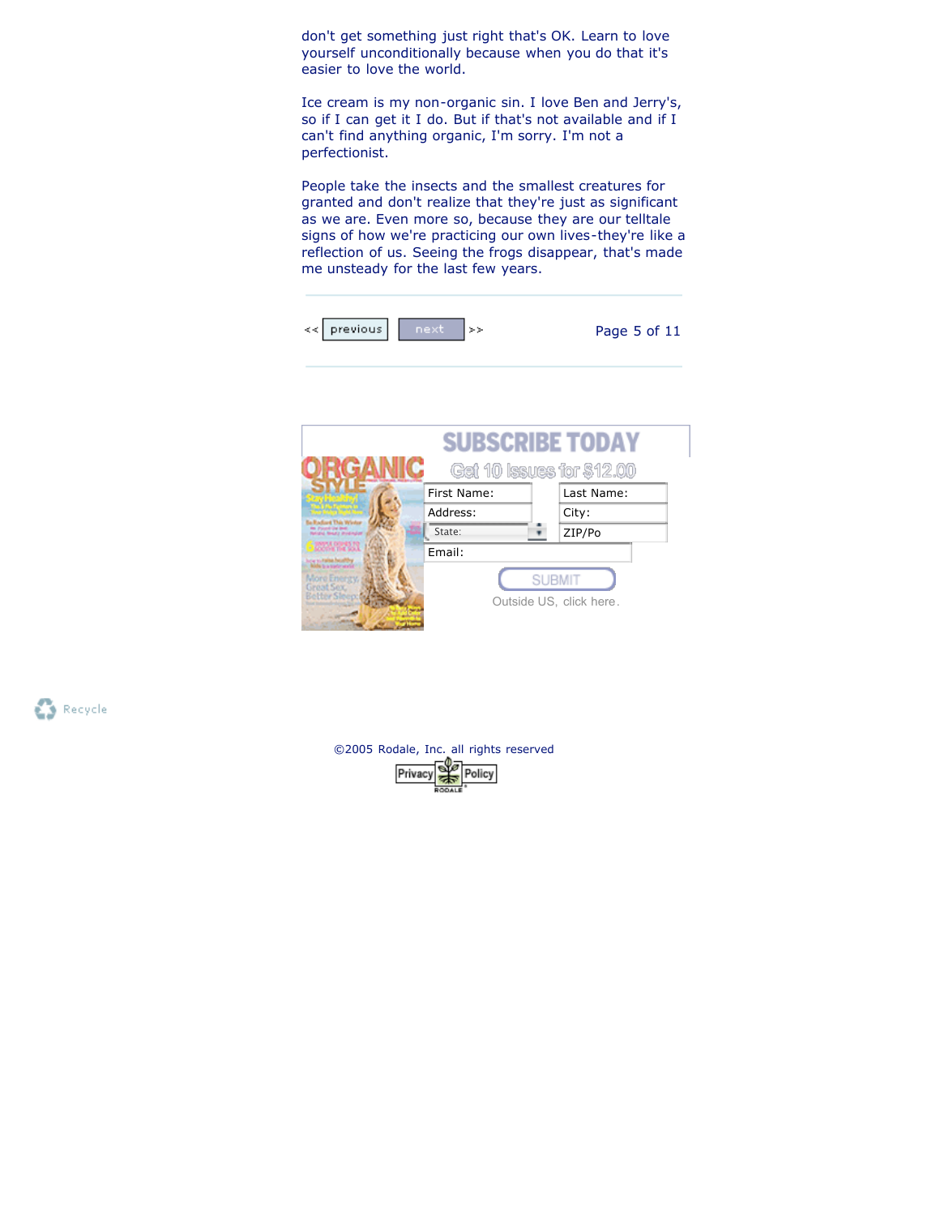don't get something just right that's OK. Learn to love yourself unconditionally because when you do that it's easier to love the world.

Ice cream is my non-organic sin. I love Ben and Jerry's, so if I can get it I do. But if that's not available and if I can't find anything organic, I'm sorry. I'm not a perfectionist.

People take the insects and the smallest creatures for granted and don't realize that they're just as significant as we are. Even more so, because they are our telltale signs of how we're practicing our own lives-they're like a reflection of us. Seeing the frogs disappear, that's made me unsteady for the last few years.

<< previous next >>

SUBSCRIBE TODAY

Get 10 Issues for $12.00

First Name:
Last Name:
Address:
City:
State:
ZIP/Po
Email:

SUBMIT

Outside US, click here.

Recycle

©2005 Rodale, Inc. all rights reserved

Privacy Policy